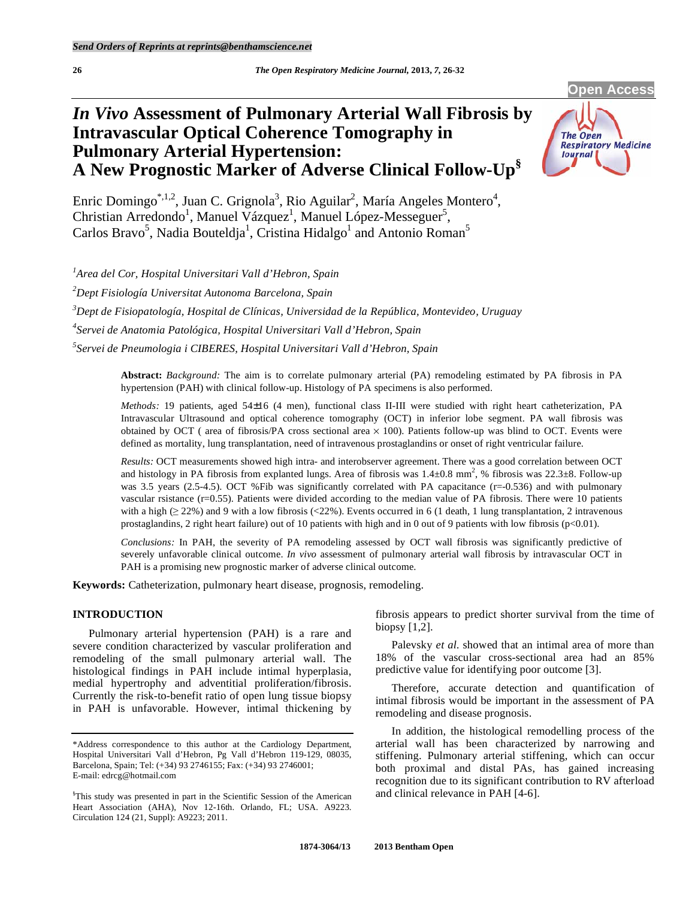Send Orders of Reprints at reprints@benthamscience.net

Open Access

# *In Vivo* Assessment of Pulmonary Arterial Wall Fibrosis by Intravascular Optical Coherence Tomography in Pulmonary Arterial Hypertension: A New Prognostic Marker of Adverse Clinical Follow-Up[§]

Enric Domingo[*,1,2], Juan C. Grignola[3], Rio Aguilar[2], María Angeles Montero[4], Christian Arredondo[1], Manuel Vázquez[1], Manuel López-Messeguer[5], Carlos Bravo[5], Nadia Bouteldja[1], Cristina Hidalgo[1] and Antonio Roman[5]

[1]*Area del Cor, Hospital Universitari Vall d'Hebron, Spain*

[2]*Dept Fisiología Universitat Autonoma Barcelona, Spain*

[3]*Dept de Fisiopatología, Hospital de Clínicas, Universidad de la República, Montevideo, Uruguay*

[4]*Servei de Anatomia Patológica, Hospital Universitari Vall d'Hebron, Spain*

[5]*Servei de Pneumologia i CIBERES, Hospital Universitari Vall d'Hebron, Spain*

**Abstract:** *Background:* The aim is to correlate pulmonary arterial (PA) remodeling estimated by PA fibrosis in PA hypertension (PAH) with clinical follow-up. Histology of PA specimens is also performed.

*Methods:* 19 patients, aged 54±16 (4 men), functional class II-III were studied with right heart catheterization, PA Intravascular Ultrasound and optical coherence tomography (OCT) in inferior lobe segment. PA wall fibrosis was obtained by OCT ( area of fibrosis/PA cross sectional area × 100). Patients follow-up was blind to OCT. Events were defined as mortality, lung transplantation, need of intravenous prostaglandins or onset of right ventricular failure.

*Results:* OCT measurements showed high intra- and interobserver agreement. There was a good correlation between OCT and histology in PA fibrosis from explanted lungs. Area of fibrosis was 1.4±0.8 mm$^2$, % fibrosis was 22.3±8. Follow-up was 3.5 years (2.5-4.5). OCT %Fib was significantly correlated with PA capacitance (r=-0.536) and with pulmonary vascular rsistance (r=0.55). Patients were divided according to the median value of PA fibrosis. There were 10 patients with a high (≥ 22%) and 9 with a low fibrosis (<22%). Events occurred in 6 (1 death, 1 lung transplantation, 2 intravenous prostaglandins, 2 right heart failure) out of 10 patients with high and in 0 out of 9 patients with low fibrosis (p<0.01).

*Conclusions:* In PAH, the severity of PA remodeling assessed by OCT wall fibrosis was significantly predictive of severely unfavorable clinical outcome. *In vivo* assessment of pulmonary arterial wall fibrosis by intravascular OCT in PAH is a promising new prognostic marker of adverse clinical outcome.

**Keywords:** Catheterization, pulmonary heart disease, prognosis, remodeling.

## INTRODUCTION

Pulmonary arterial hypertension (PAH) is a rare and severe condition characterized by vascular proliferation and remodeling of the small pulmonary arterial wall. The histological findings in PAH include intimal hyperplasia, medial hypertrophy and adventitial proliferation/fibrosis. Currently the risk-to-benefit ratio of open lung tissue biopsy in PAH is unfavorable. However, intimal thickening by fibrosis appears to predict shorter survival from the time of biopsy [1,2].

Palevsky *et al.* showed that an intimal area of more than 18% of the vascular cross-sectional area had an 85% predictive value for identifying poor outcome [3].

Therefore, accurate detection and quantification of intimal fibrosis would be important in the assessment of PA remodeling and disease prognosis.

In addition, the histological remodelling process of the arterial wall has been characterized by narrowing and stiffening. Pulmonary arterial stiffening, which can occur both proximal and distal PAs, has gained increasing recognition due to its significant contribution to RV afterload and clinical relevance in PAH [4-6].

*Address correspondence to this author at the Cardiology Department, Hospital Universitari Vall d'Hebron, Pg Vall d'Hebron 119-129, 08035, Barcelona, Spain; Tel: (+34) 93 2746155; Fax: (+34) 93 2746001; E-mail: edrcg@hotmail.com

[§]This study was presented in part in the Scientific Session of the American Heart Association (AHA), Nov 12-16th. Orlando, FL; USA. A9223. Circulation 124 (21, Suppl): A9223; 2011.

1874-3064/13 2013 Bentham Open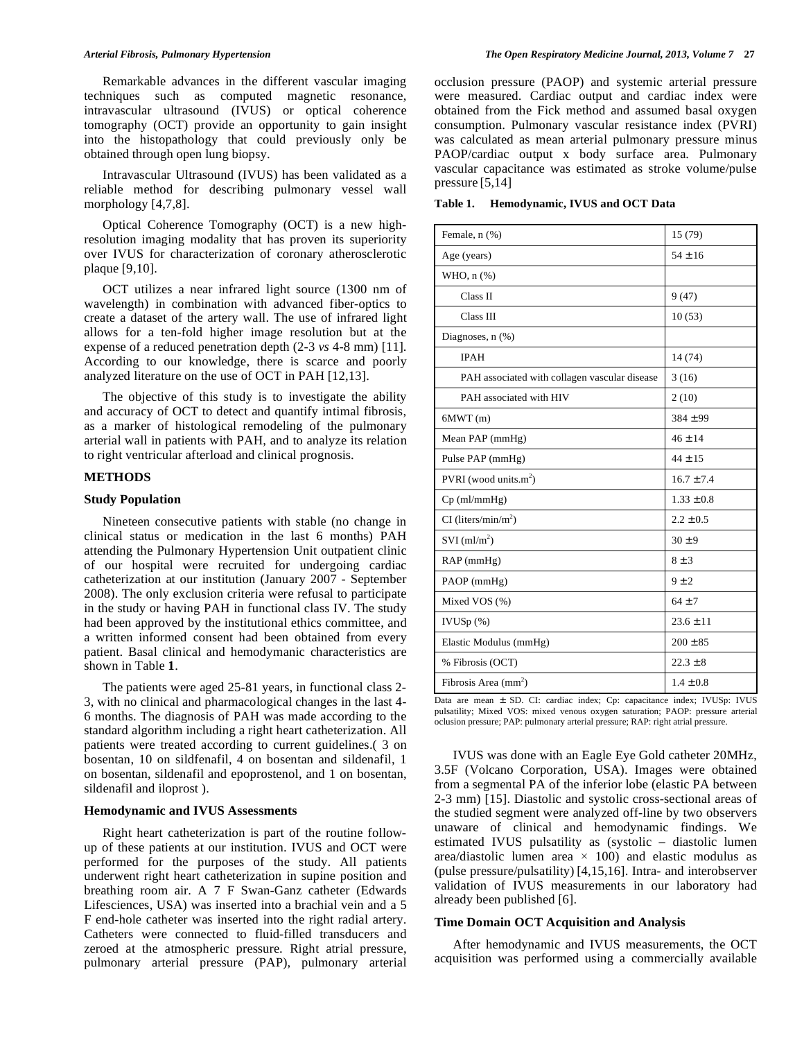Remarkable advances in the different vascular imaging techniques such as computed magnetic resonance, intravascular ultrasound (IVUS) or optical coherence tomography (OCT) provide an opportunity to gain insight into the histopathology that could previously only be obtained through open lung biopsy.

Intravascular Ultrasound (IVUS) has been validated as a reliable method for describing pulmonary vessel wall morphology [4,7,8].

Optical Coherence Tomography (OCT) is a new high-resolution imaging modality that has proven its superiority over IVUS for characterization of coronary atherosclerotic plaque [9,10].

OCT utilizes a near infrared light source (1300 nm of wavelength) in combination with advanced fiber-optics to create a dataset of the artery wall. The use of infrared light allows for a ten-fold higher image resolution but at the expense of a reduced penetration depth (2-3 *vs* 4-8 mm) [11]. According to our knowledge, there is scarce and poorly analyzed literature on the use of OCT in PAH [12,13].

The objective of this study is to investigate the ability and accuracy of OCT to detect and quantify intimal fibrosis, as a marker of histological remodeling of the pulmonary arterial wall in patients with PAH, and to analyze its relation to right ventricular afterload and clinical prognosis.

## METHODS

### Study Population

Nineteen consecutive patients with stable (no change in clinical status or medication in the last 6 months) PAH attending the Pulmonary Hypertension Unit outpatient clinic of our hospital were recruited for undergoing cardiac catheterization at our institution (January 2007 - September 2008). The only exclusion criteria were refusal to participate in the study or having PAH in functional class IV. The study had been approved by the institutional ethics committee, and a written informed consent had been obtained from every patient. Basal clinical and hemodymanic characteristics are shown in Table **1**.

The patients were aged 25-81 years, in functional class 2-3, with no clinical and pharmacological changes in the last 4-6 months. The diagnosis of PAH was made according to the standard algorithm including a right heart catheterization. All patients were treated according to current guidelines.( 3 on bosentan, 10 on sildfenafil, 4 on bosentan and sildenafil, 1 on bosentan, sildenafil and epoprostenol, and 1 on bosentan, sildenafil and iloprost ).

### Hemodynamic and IVUS Assessments

Right heart catheterization is part of the routine follow-up of these patients at our institution. IVUS and OCT were performed for the purposes of the study. All patients underwent right heart catheterization in supine position and breathing room air. A 7 F Swan-Ganz catheter (Edwards Lifesciences, USA) was inserted into a brachial vein and a 5 F end-hole catheter was inserted into the right radial artery. Catheters were connected to fluid-filled transducers and zeroed at the atmospheric pressure. Right atrial pressure, pulmonary arterial pressure (PAP), pulmonary arterial occlusion pressure (PAOP) and systemic arterial pressure were measured. Cardiac output and cardiac index were obtained from the Fick method and assumed basal oxygen consumption. Pulmonary vascular resistance index (PVRI) was calculated as mean arterial pulmonary pressure minus PAOP/cardiac output x body surface area. Pulmonary vascular capacitance was estimated as stroke volume/pulse pressure [5,14]

**Table 1. Hemodynamic, IVUS and OCT Data**

| | |
|---|---|
| Female, n (%) | 15 (79) |
| Age (years) | 54 ± 16 |
| WHO, n (%) | |
| Class II | 9 (47) |
| Class III | 10 (53) |
| Diagnoses, n (%) | |
| IPAH | 14 (74) |
| PAH associated with collagen vascular disease | 3 (16) |
| PAH associated with HIV | 2 (10) |
| 6MWT (m) | 384 ± 99 |
| Mean PAP (mmHg) | 46 ± 14 |
| Pulse PAP (mmHg) | 44 ± 15 |
| PVRI (wood units.m$^2$) | 16.7 ± 7.4 |
| Cp (ml/mmHg) | 1.33 ± 0.8 |
| CI (liters/min/m$^2$) | 2.2 ± 0.5 |
| SVI (ml/m$^2$) | 30 ± 9 |
| RAP (mmHg) | 8 ± 3 |
| PAOP (mmHg) | 9 ± 2 |
| Mixed VOS (%) | 64 ± 7 |
| IVUSp (%) | 23.6 ± 11 |
| Elastic Modulus (mmHg) | 200 ± 85 |
| % Fibrosis (OCT) | 22.3 ± 8 |
| Fibrosis Area (mm$^2$) | 1.4 ± 0.8 |

Data are mean ± SD. CI: cardiac index; Cp: capacitance index; IVUSp: IVUS pulsatility; Mixed VOS: mixed venous oxygen saturation; PAOP: pressure arterial oclusion pressure; PAP: pulmonary arterial pressure; RAP: right atrial pressure.

IVUS was done with an Eagle Eye Gold catheter 20MHz, 3.5F (Volcano Corporation, USA). Images were obtained from a segmental PA of the inferior lobe (elastic PA between 2-3 mm) [15]. Diastolic and systolic cross-sectional areas of the studied segment were analyzed off-line by two observers unaware of clinical and hemodynamic findings. We estimated IVUS pulsatility as (systolic – diastolic lumen area/diastolic lumen area × 100) and elastic modulus as (pulse pressure/pulsatility) [4,15,16]. Intra- and interobserver validation of IVUS measurements in our laboratory had already been published [6].

### Time Domain OCT Acquisition and Analysis

After hemodynamic and IVUS measurements, the OCT acquisition was performed using a commercially available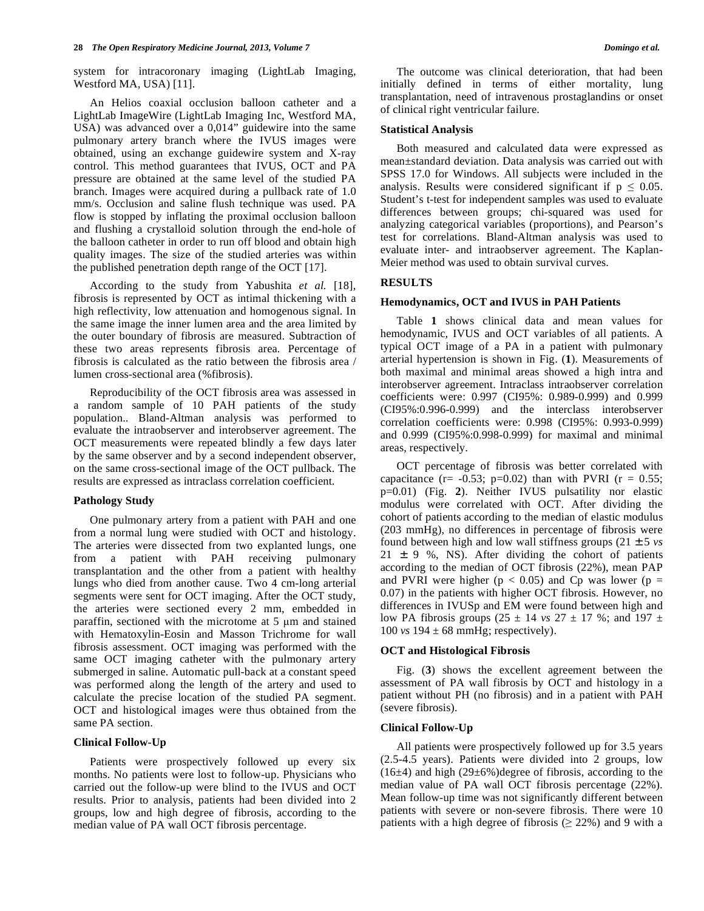system for intracoronary imaging (LightLab Imaging, Westford MA, USA) [11].

An Helios coaxial occlusion balloon catheter and a LightLab ImageWire (LightLab Imaging Inc, Westford MA, USA) was advanced over a 0,014" guidewire into the same pulmonary artery branch where the IVUS images were obtained, using an exchange guidewire system and X-ray control. This method guarantees that IVUS, OCT and PA pressure are obtained at the same level of the studied PA branch. Images were acquired during a pullback rate of 1.0 mm/s. Occlusion and saline flush technique was used. PA flow is stopped by inflating the proximal occlusion balloon and flushing a crystalloid solution through the end-hole of the balloon catheter in order to run off blood and obtain high quality images. The size of the studied arteries was within the published penetration depth range of the OCT [17].

According to the study from Yabushita *et al.* [18], fibrosis is represented by OCT as intimal thickening with a high reflectivity, low attenuation and homogenous signal. In the same image the inner lumen area and the area limited by the outer boundary of fibrosis are measured. Subtraction of these two areas represents fibrosis area. Percentage of fibrosis is calculated as the ratio between the fibrosis area / lumen cross-sectional area (%fibrosis).

Reproducibility of the OCT fibrosis area was assessed in a random sample of 10 PAH patients of the study population.. Bland-Altman analysis was performed to evaluate the intraobserver and interobserver agreement. The OCT measurements were repeated blindly a few days later by the same observer and by a second independent observer, on the same cross-sectional image of the OCT pullback. The results are expressed as intraclass correlation coefficient.

### Pathology Study

One pulmonary artery from a patient with PAH and one from a normal lung were studied with OCT and histology. The arteries were dissected from two explanted lungs, one from a patient with PAH receiving pulmonary transplantation and the other from a patient with healthy lungs who died from another cause. Two 4 cm-long arterial segments were sent for OCT imaging. After the OCT study, the arteries were sectioned every 2 mm, embedded in paraffin, sectioned with the microtome at 5 μm and stained with Hematoxylin-Eosin and Masson Trichrome for wall fibrosis assessment. OCT imaging was performed with the same OCT imaging catheter with the pulmonary artery submerged in saline. Automatic pull-back at a constant speed was performed along the length of the artery and used to calculate the precise location of the studied PA segment. OCT and histological images were thus obtained from the same PA section.

### Clinical Follow-Up

Patients were prospectively followed up every six months. No patients were lost to follow-up. Physicians who carried out the follow-up were blind to the IVUS and OCT results. Prior to analysis, patients had been divided into 2 groups, low and high degree of fibrosis, according to the median value of PA wall OCT fibrosis percentage.

The outcome was clinical deterioration, that had been initially defined in terms of either mortality, lung transplantation, need of intravenous prostaglandins or onset of clinical right ventricular failure.

### Statistical Analysis

Both measured and calculated data were expressed as mean±standard deviation. Data analysis was carried out with SPSS 17.0 for Windows. All subjects were included in the analysis. Results were considered significant if $p \leq 0.05$. Student's t-test for independent samples was used to evaluate differences between groups; chi-squared was used for analyzing categorical variables (proportions), and Pearson's test for correlations. Bland-Altman analysis was used to evaluate inter- and intraobserver agreement. The Kaplan-Meier method was used to obtain survival curves.

## RESULTS

### Hemodynamics, OCT and IVUS in PAH Patients

Table **1** shows clinical data and mean values for hemodynamic, IVUS and OCT variables of all patients. A typical OCT image of a PA in a patient with pulmonary arterial hypertension is shown in Fig. (**1**). Measurements of both maximal and minimal areas showed a high intra and interobserver agreement. Intraclass intraobserver correlation coefficients were: 0.997 (CI95%: 0.989-0.999) and 0.999 (CI95%:0.996-0.999) and the interclass interobserver correlation coefficients were: 0.998 (CI95%: 0.993-0.999) and 0.999 (CI95%:0.998-0.999) for maximal and minimal areas, respectively.

OCT percentage of fibrosis was better correlated with capacitance ($r = -0.53$; $p=0.02$) than with PVRI ($r = 0.55$; $p=0.01$) (Fig. **2**). Neither IVUS pulsatility nor elastic modulus were correlated with OCT. After dividing the cohort of patients according to the median of elastic modulus (203 mmHg), no differences in percentage of fibrosis were found between high and low wall stiffness groups (21 ± 5 *vs* 21 ± 9 %, NS). After dividing the cohort of patients according to the median of OCT fibrosis (22%), mean PAP and PVRI were higher ($p < 0.05$) and Cp was lower ($p = 0.07$) in the patients with higher OCT fibrosis. However, no differences in IVUSp and EM were found between high and low PA fibrosis groups (25 ± 14 *vs* 27 ± 17 %; and 197 ± 100 *vs* 194 ± 68 mmHg; respectively).

### OCT and Histological Fibrosis

Fig. (**3**) shows the excellent agreement between the assessment of PA wall fibrosis by OCT and histology in a patient without PH (no fibrosis) and in a patient with PAH (severe fibrosis).

### Clinical Follow-Up

All patients were prospectively followed up for 3.5 years (2.5-4.5 years). Patients were divided into 2 groups, low (16±4) and high (29±6%)degree of fibrosis, according to the median value of PA wall OCT fibrosis percentage (22%). Mean follow-up time was not significantly different between patients with severe or non-severe fibrosis. There were 10 patients with a high degree of fibrosis (≥ 22%) and 9 with a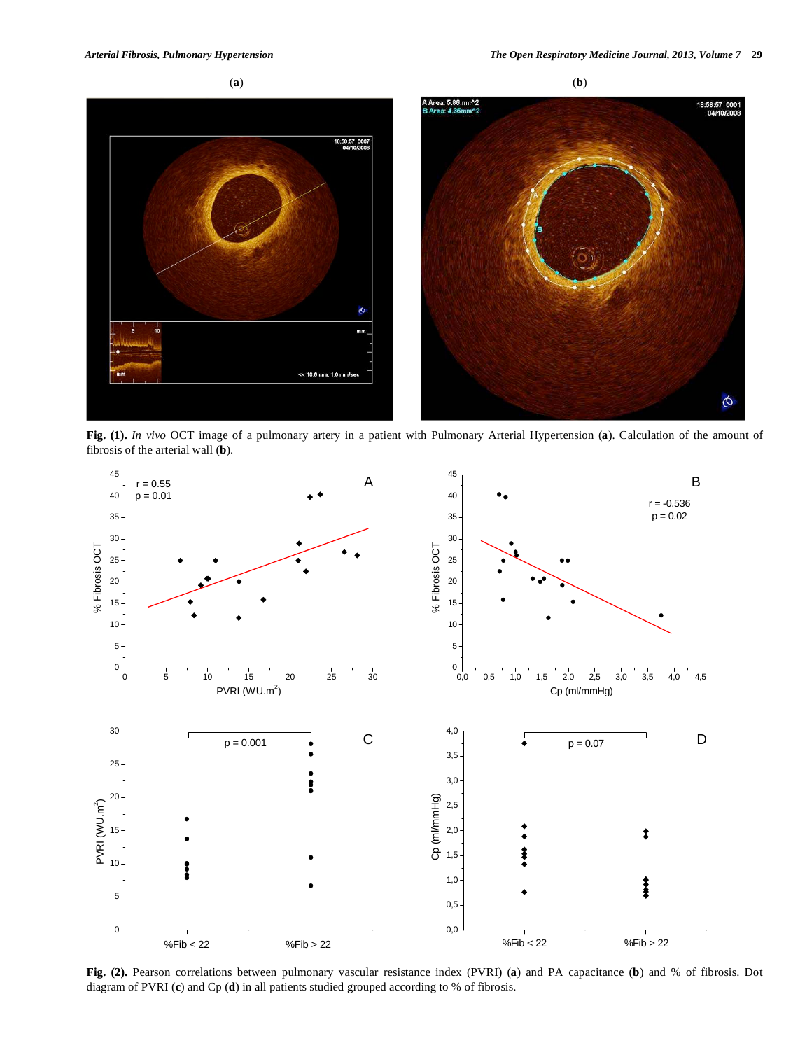Fig. (1). *In vivo* OCT image of a pulmonary artery in a patient with Pulmonary Arterial Hypertension (**a**). Calculation of the amount of fibrosis of the arterial wall (**b**).

Fig. (2). Pearson correlations between pulmonary vascular resistance index (PVRI) (**a**) and PA capacitance (**b**) and % of fibrosis. Dot diagram of PVRI (**c**) and Cp (**d**) in all patients studied grouped according to % of fibrosis.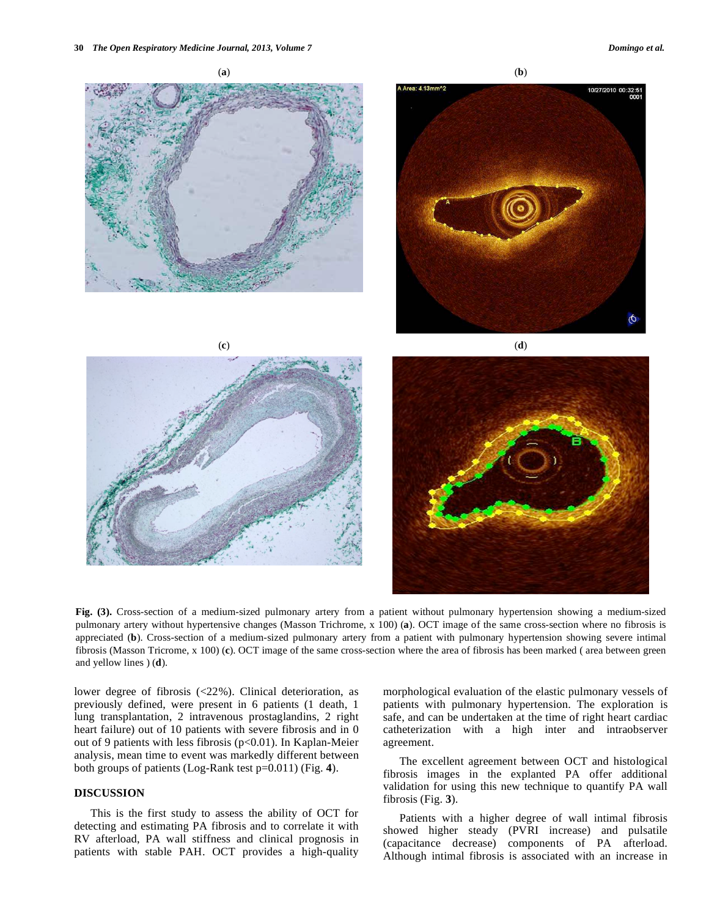(a)

(b)

(c)

(d)

**Fig. (3).** Cross-section of a medium-sized pulmonary artery from a patient without pulmonary hypertension showing a medium-sized pulmonary artery without hypertensive changes (Masson Trichrome, x 100) (**a**). OCT image of the same cross-section where no fibrosis is appreciated (**b**). Cross-section of a medium-sized pulmonary artery from a patient with pulmonary hypertension showing severe intimal fibrosis (Masson Tricrome, x 100) (**c**). OCT image of the same cross-section where the area of fibrosis has been marked ( area between green and yellow lines ) (**d**).

lower degree of fibrosis (<22%). Clinical deterioration, as previously defined, were present in 6 patients (1 death, 1 lung transplantation, 2 intravenous prostaglandins, 2 right heart failure) out of 10 patients with severe fibrosis and in 0 out of 9 patients with less fibrosis ($p<0.01$). In Kaplan-Meier analysis, mean time to event was markedly different between both groups of patients (Log-Rank test $p=0.011$) (Fig. **4**).

## DISCUSSION

This is the first study to assess the ability of OCT for detecting and estimating PA fibrosis and to correlate it with RV afterload, PA wall stiffness and clinical prognosis in patients with stable PAH. OCT provides a high-quality morphological evaluation of the elastic pulmonary vessels of patients with pulmonary hypertension. The exploration is safe, and can be undertaken at the time of right heart cardiac catheterization with a high inter and intraobserver agreement.

The excellent agreement between OCT and histological fibrosis images in the explanted PA offer additional validation for using this new technique to quantify PA wall fibrosis (Fig. **3**).

Patients with a higher degree of wall intimal fibrosis showed higher steady (PVRI increase) and pulsatile (capacitance decrease) components of PA afterload. Although intimal fibrosis is associated with an increase in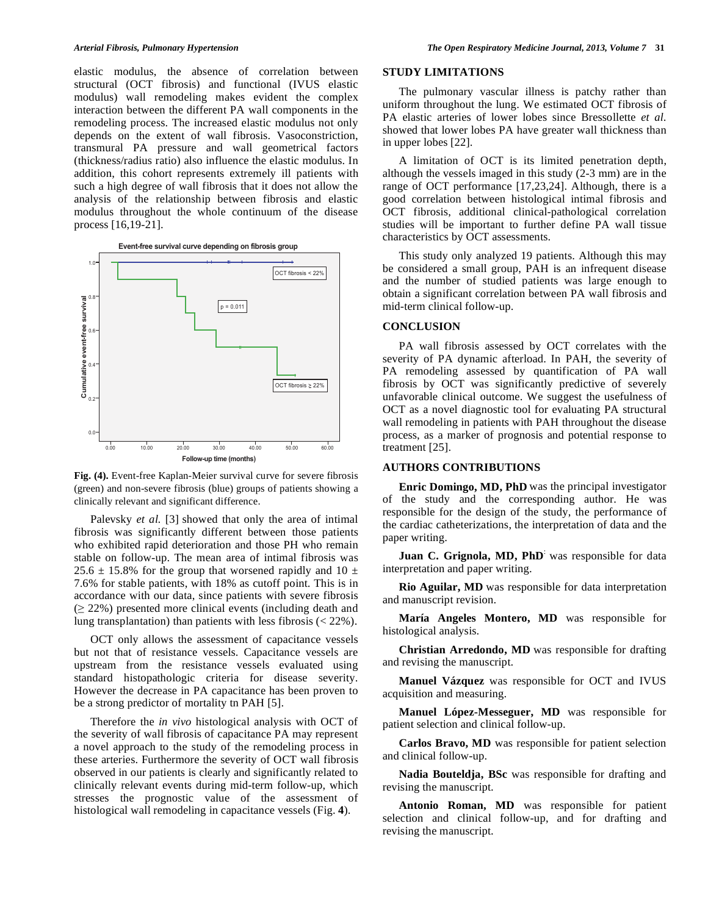elastic modulus, the absence of correlation between structural (OCT fibrosis) and functional (IVUS elastic modulus) wall remodeling makes evident the complex interaction between the different PA wall components in the remodeling process. The increased elastic modulus not only depends on the extent of wall fibrosis. Vasoconstriction, transmural PA pressure and wall geometrical factors (thickness/radius ratio) also influence the elastic modulus. In addition, this cohort represents extremely ill patients with such a high degree of wall fibrosis that it does not allow the analysis of the relationship between fibrosis and elastic modulus throughout the whole continuum of the disease process [16,19-21].

**Fig. (4).** Event-free Kaplan-Meier survival curve for severe fibrosis (green) and non-severe fibrosis (blue) groups of patients showing a clinically relevant and significant difference.

Palevsky *et al.* [3] showed that only the area of intimal fibrosis was significantly different between those patients who exhibited rapid deterioration and those PH who remain stable on follow-up. The mean area of intimal fibrosis was 25.6 ± 15.8% for the group that worsened rapidly and 10 ± 7.6% for stable patients, with 18% as cutoff point. This is in accordance with our data, since patients with severe fibrosis (≥ 22%) presented more clinical events (including death and lung transplantation) than patients with less fibrosis (< 22%).

OCT only allows the assessment of capacitance vessels but not that of resistance vessels. Capacitance vessels are upstream from the resistance vessels evaluated using standard histopathologic criteria for disease severity. However the decrease in PA capacitance has been proven to be a strong predictor of mortality tn PAH [5].

Therefore the *in vivo* histological analysis with OCT of the severity of wall fibrosis of capacitance PA may represent a novel approach to the study of the remodeling process in these arteries. Furthermore the severity of OCT wall fibrosis observed in our patients is clearly and significantly related to clinically relevant events during mid-term follow-up, which stresses the prognostic value of the assessment of histological wall remodeling in capacitance vessels (Fig. **4**).

## STUDY LIMITATIONS

The pulmonary vascular illness is patchy rather than uniform throughout the lung. We estimated OCT fibrosis of PA elastic arteries of lower lobes since Bressollette *et al.* showed that lower lobes PA have greater wall thickness than in upper lobes [22].

A limitation of OCT is its limited penetration depth, although the vessels imaged in this study (2-3 mm) are in the range of OCT performance [17,23,24]. Although, there is a good correlation between histological intimal fibrosis and OCT fibrosis, additional clinical-pathological correlation studies will be important to further define PA wall tissue characteristics by OCT assessments.

This study only analyzed 19 patients. Although this may be considered a small group, PAH is an infrequent disease and the number of studied patients was large enough to obtain a significant correlation between PA wall fibrosis and mid-term clinical follow-up.

## CONCLUSION

PA wall fibrosis assessed by OCT correlates with the severity of PA dynamic afterload. In PAH, the severity of PA remodeling assessed by quantification of PA wall fibrosis by OCT was significantly predictive of severely unfavorable clinical outcome. We suggest the usefulness of OCT as a novel diagnostic tool for evaluating PA structural wall remodeling in patients with PAH throughout the disease process, as a marker of prognosis and potential response to treatment [25].

## AUTHORS CONTRIBUTIONS

**Enric Domingo, MD, PhD** was the principal investigator of the study and the corresponding author. He was responsible for the design of the study, the performance of the cardiac catheterizations, the interpretation of data and the paper writing.

**Juan C. Grignola, MD, PhD** was responsible for data interpretation and paper writing.

**Rio Aguilar, MD** was responsible for data interpretation and manuscript revision.

**María Angeles Montero, MD** was responsible for histological analysis.

**Christian Arredondo, MD** was responsible for drafting and revising the manuscript.

**Manuel Vázquez** was responsible for OCT and IVUS acquisition and measuring.

**Manuel López-Messeguer, MD** was responsible for patient selection and clinical follow-up.

**Carlos Bravo, MD** was responsible for patient selection and clinical follow-up.

**Nadia Bouteldja, BSc** was responsible for drafting and revising the manuscript.

**Antonio Roman, MD** was responsible for patient selection and clinical follow-up, and for drafting and revising the manuscript.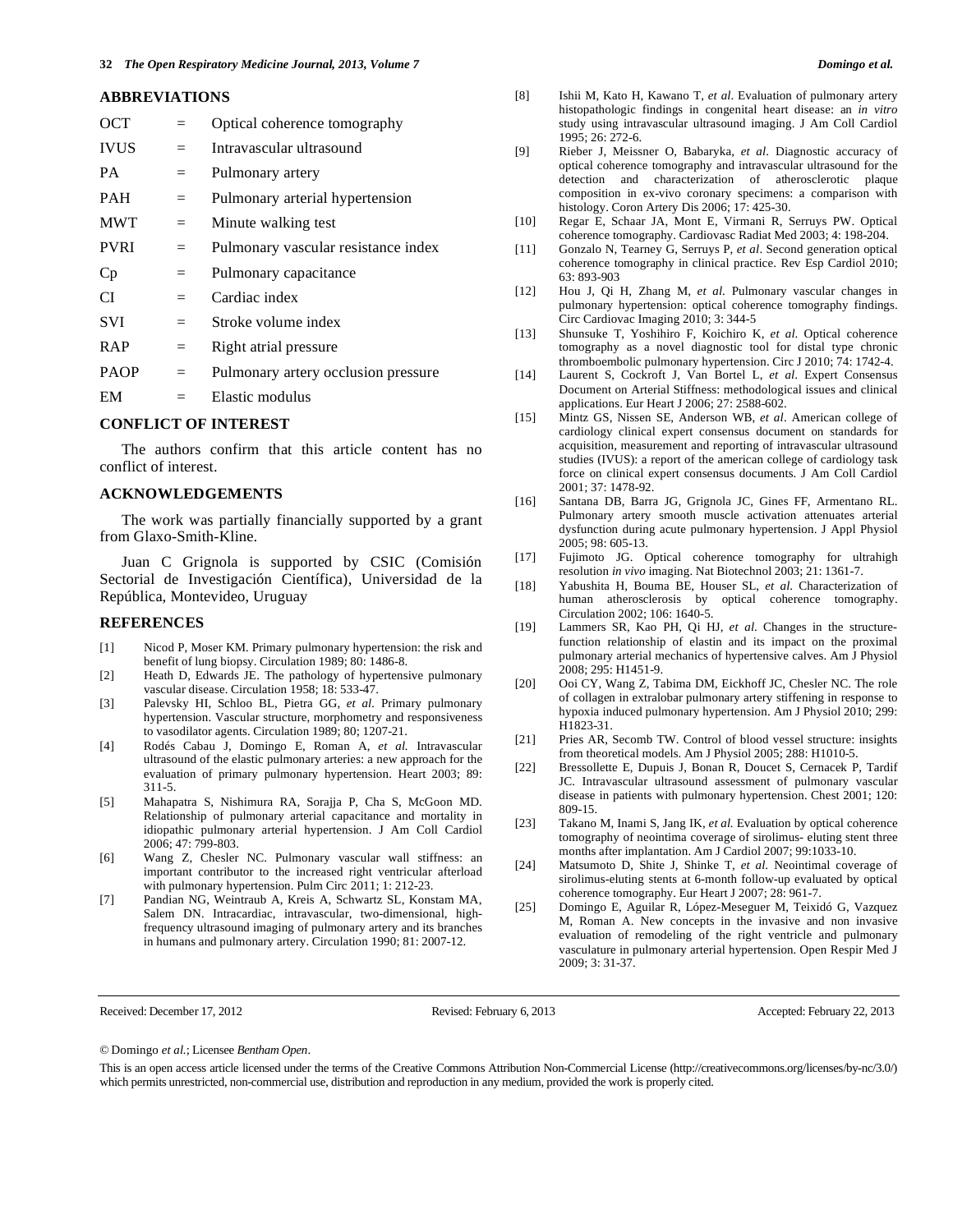## ABBREVIATIONS

| | | |
|---|---|---|
| OCT | = | Optical coherence tomography |
| IVUS | = | Intravascular ultrasound |
| PA | = | Pulmonary artery |
| PAH | = | Pulmonary arterial hypertension |
| MWT | = | Minute walking test |
| PVRI | = | Pulmonary vascular resistance index |
| Cp | = | Pulmonary capacitance |
| CI | = | Cardiac index |
| SVI | = | Stroke volume index |
| RAP | = | Right atrial pressure |
| PAOP | = | Pulmonary artery occlusion pressure |
| EM | = | Elastic modulus |

## CONFLICT OF INTEREST

The authors confirm that this article content has no conflict of interest.

## ACKNOWLEDGEMENTS

The work was partially financially supported by a grant from Glaxo-Smith-Kline.

Juan C Grignola is supported by CSIC (Comisión Sectorial de Investigación Científica), Universidad de la República, Montevideo, Uruguay

## REFERENCES

[1] Nicod P, Moser KM. Primary pulmonary hypertension: the risk and benefit of lung biopsy. Circulation 1989; 80: 1486-8.

[2] Heath D, Edwards JE. The pathology of hypertensive pulmonary vascular disease. Circulation 1958; 18: 533-47.

[3] Palevsky HI, Schloo BL, Pietra GG, *et al.* Primary pulmonary hypertension. Vascular structure, morphometry and responsiveness to vasodilator agents. Circulation 1989; 80; 1207-21.

[4] Rodés Cabau J, Domingo E, Roman A, *et al.* Intravascular ultrasound of the elastic pulmonary arteries: a new approach for the evaluation of primary pulmonary hypertension. Heart 2003; 89: 311-5.

[5] Mahapatra S, Nishimura RA, Sorajja P, Cha S, McGoon MD. Relationship of pulmonary arterial capacitance and mortality in idiopathic pulmonary arterial hypertension. J Am Coll Cardiol 2006; 47: 799-803.

[6] Wang Z, Chesler NC. Pulmonary vascular wall stiffness: an important contributor to the increased right ventricular afterload with pulmonary hypertension. Pulm Circ 2011; 1: 212-23.

[7] Pandian NG, Weintraub A, Kreis A, Schwartz SL, Konstam MA, Salem DN. Intracardiac, intravascular, two-dimensional, high-frequency ultrasound imaging of pulmonary artery and its branches in humans and pulmonary artery. Circulation 1990; 81: 2007-12.

[8] Ishii M, Kato H, Kawano T, *et al*. Evaluation of pulmonary artery histopathologic findings in congenital heart disease: an *in vitro* study using intravascular ultrasound imaging. J Am Coll Cardiol 1995; 26: 272-6.

[9] Rieber J, Meissner O, Babaryka, *et al*. Diagnostic accuracy of optical coherence tomography and intravascular ultrasound for the detection and characterization of atherosclerotic plaque composition in ex-vivo coronary specimens: a comparison with histology. Coron Artery Dis 2006; 17: 425-30.

[10] Regar E, Schaar JA, Mont E, Virmani R, Serruys PW. Optical coherence tomography. Cardiovasc Radiat Med 2003; 4: 198-204.

[11] Gonzalo N, Tearney G, Serruys P, *et al*. Second generation optical coherence tomography in clinical practice. Rev Esp Cardiol 2010; 63: 893-903

[12] Hou J, Qi H, Zhang M, *et al.* Pulmonary vascular changes in pulmonary hypertension: optical coherence tomography findings. Circ Cardiovac Imaging 2010; 3: 344-5

[13] Shunsuke T, Yoshihiro F, Koichiro K, *et al.* Optical coherence tomography as a novel diagnostic tool for distal type chronic thromboembolic pulmonary hypertension. Circ J 2010; 74: 1742-4.

[14] Laurent S, Cockroft J, Van Bortel L, *et al*. Expert Consensus Document on Arterial Stiffness: methodological issues and clinical applications. Eur Heart J 2006; 27: 2588-602.

[15] Mintz GS, Nissen SE, Anderson WB, *et al*. American college of cardiology clinical expert consensus document on standards for acquisition, measurement and reporting of intravascular ultrasound studies (IVUS): a report of the american college of cardiology task force on clinical expert consensus documents. J Am Coll Cardiol 2001; 37: 1478-92.

[16] Santana DB, Barra JG, Grignola JC, Gines FF, Armentano RL. Pulmonary artery smooth muscle activation attenuates arterial dysfunction during acute pulmonary hypertension. J Appl Physiol 2005; 98: 605-13.

[17] Fujimoto JG. Optical coherence tomography for ultrahigh resolution *in vivo* imaging. Nat Biotechnol 2003; 21: 1361-7.

[18] Yabushita H, Bouma BE, Houser SL, *et al.* Characterization of human atherosclerosis by optical coherence tomography. Circulation 2002; 106: 1640-5.

[19] Lammers SR, Kao PH, Qi HJ, *et al.* Changes in the structure-function relationship of elastin and its impact on the proximal pulmonary arterial mechanics of hypertensive calves. Am J Physiol 2008; 295: H1451-9.

[20] Ooi CY, Wang Z, Tabima DM, Eickhoff JC, Chesler NC. The role of collagen in extralobar pulmonary artery stiffening in response to hypoxia induced pulmonary hypertension. Am J Physiol 2010; 299: H1823-31.

[21] Pries AR, Secomb TW. Control of blood vessel structure: insights from theoretical models. Am J Physiol 2005; 288: H1010-5.

[22] Bressollette E, Dupuis J, Bonan R, Doucet S, Cernacek P, Tardif JC. Intravascular ultrasound assessment of pulmonary vascular disease in patients with pulmonary hypertension. Chest 2001; 120: 809-15.

[23] Takano M, Inami S, Jang IK, *et al.* Evaluation by optical coherence tomography of neointima coverage of sirolimus- eluting stent three months after implantation. Am J Cardiol 2007; 99:1033-10.

[24] Matsumoto D, Shite J, Shinke T, *et al.* Neointimal coverage of sirolimus-eluting stents at 6-month follow-up evaluated by optical coherence tomography. Eur Heart J 2007; 28: 961-7.

[25] Domingo E, Aguilar R, López-Meseguer M, Teixidó G, Vazquez M, Roman A. New concepts in the invasive and non invasive evaluation of remodeling of the right ventricle and pulmonary vasculature in pulmonary arterial hypertension. Open Respir Med J 2009; 3: 31-37.

Received: December 17, 2012 Revised: February 6, 2013 Accepted: February 22, 2013

© Domingo *et al.*; Licensee *Bentham Open*.

This is an open access article licensed under the terms of the Creative Commons Attribution Non-Commercial License (http://creativecommons.org/licenses/by-nc/3.0/) which permits unrestricted, non-commercial use, distribution and reproduction in any medium, provided the work is properly cited.